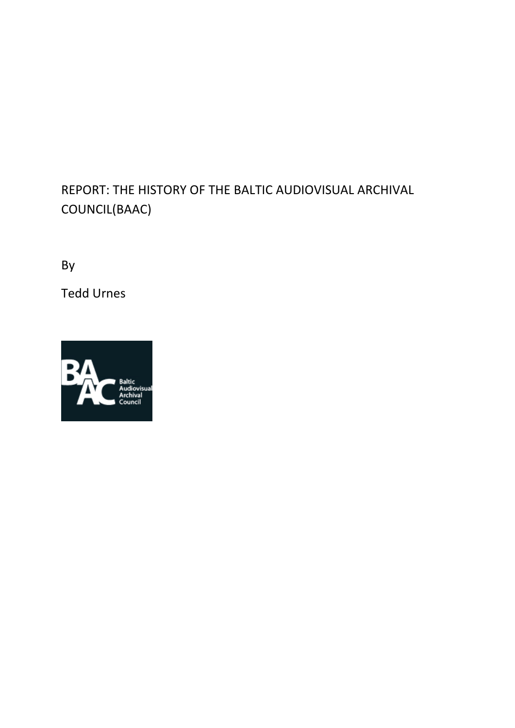# REPORT: THE HISTORY OF THE BALTIC AUDIOVISUAL ARCHIVAL COUNCIL(BAAC)

By

Tedd Urnes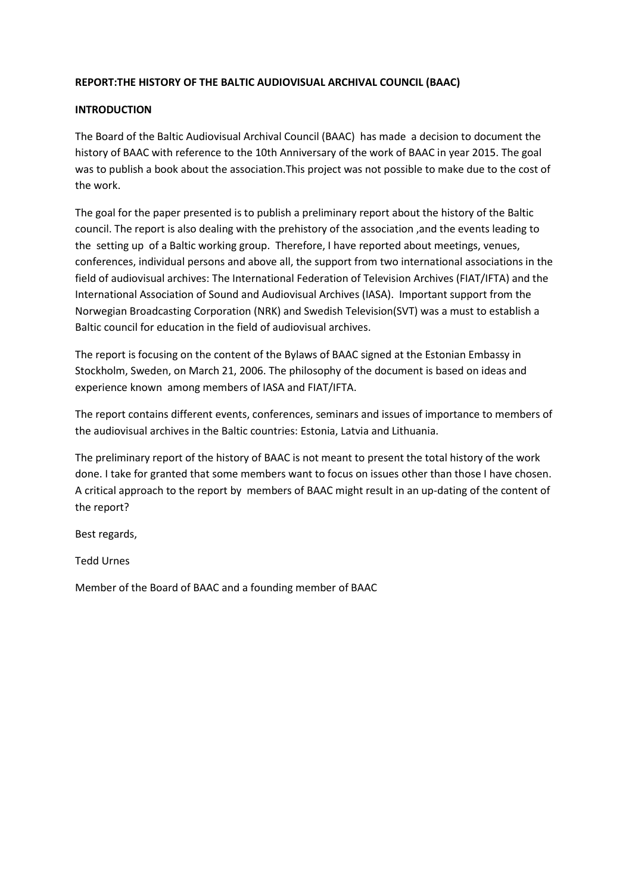**REPORT:THE HISTORY OF THE BALTIC AUDIOVISUAL ARCHIVAL COUNCIL (BAAC)**

**INTRODUCTION**

The Board of the Baltic Audiovisual Archival Council (BAAC) has made a decision to document the history of BAAC with reference to the 10th Anniversary of the work of BAAC in year 2015. The goal was to publish a book about the association.This project was not possible to make due to the cost of the work.

The goal for the paper presented is to publish a preliminary report about the history of the Baltic council. The report is also dealing with the prehistory of the association ,and the events leading to the setting up of a Baltic working group. Therefore, I have reported about meetings, venues, conferences, individual persons and above all, the support from two international associations in the field of audiovisual archives: The International Federation of Television Archives (FIAT/IFTA) and the International Association of Sound and Audiovisual Archives (IASA). Important support from the Norwegian Broadcasting Corporation (NRK) and Swedish Television(SVT) was a must to establish a Baltic council for education in the field of audiovisual archives.

The report is focusing on the content of the Bylaws of BAAC signed at the Estonian Embassy in Stockholm, Sweden, on March 21, 2006. The philosophy of the document is based on ideas and experience known among members of IASA and FIAT/IFTA.

The report contains different events, conferences, seminars and issues of importance to members of the audiovisual archives in the Baltic countries: Estonia, Latvia and Lithuania.

The preliminary report of the history of BAAC is not meant to present the total history of the work done. I take for granted that some members want to focus on issues other than those I have chosen. A critical approach to the report by members of BAAC might result in an up-dating of the content of the report?

Best regards,

Tedd Urnes

Member of the Board of BAAC and a founding member of BAAC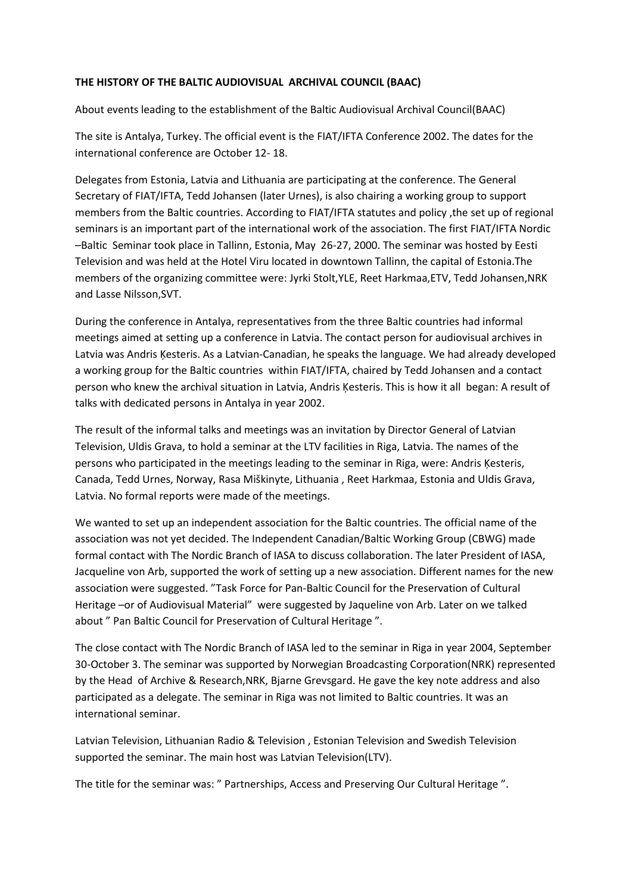**THE HISTORY OF THE BALTIC AUDIOVISUAL ARCHIVAL COUNCIL (BAAC)**

About events leading to the establishment of the Baltic Audiovisual Archival Council(BAAC)

The site is Antalya, Turkey. The official event is the FIAT/IFTA Conference 2002. The dates for the international conference are October 12- 18.

Delegates from Estonia, Latvia and Lithuania are participating at the conference. The General Secretary of FIAT/IFTA, Tedd Johansen (later Urnes), is also chairing a working group to support members from the Baltic countries. According to FIAT/IFTA statutes and policy ,the set up of regional seminars is an important part of the international work of the association. The first FIAT/IFTA Nordic –Baltic Seminar took place in Tallinn, Estonia, May 26-27, 2000. The seminar was hosted by Eesti Television and was held at the Hotel Viru located in downtown Tallinn, the capital of Estonia.The members of the organizing committee were: Jyrki Stolt,YLE, Reet Harkmaa,ETV, Tedd Johansen,NRK and Lasse Nilsson,SVT.

During the conference in Antalya, representatives from the three Baltic countries had informal meetings aimed at setting up a conference in Latvia. The contact person for audiovisual archives in Latvia was Andris Ķesteris. As a Latvian-Canadian, he speaks the language. We had already developed a working group for the Baltic countries within FIAT/IFTA, chaired by Tedd Johansen and a contact person who knew the archival situation in Latvia, Andris Ķesteris. This is how it all began: A result of talks with dedicated persons in Antalya in year 2002.

The result of the informal talks and meetings was an invitation by Director General of Latvian Television, Uldis Grava, to hold a seminar at the LTV facilities in Riga, Latvia. The names of the persons who participated in the meetings leading to the seminar in Riga, were: Andris Ķesteris, Canada, Tedd Urnes, Norway, Rasa Miškinyte, Lithuania , Reet Harkmaa, Estonia and Uldis Grava, Latvia. No formal reports were made of the meetings.

We wanted to set up an independent association for the Baltic countries. The official name of the association was not yet decided. The Independent Canadian/Baltic Working Group (CBWG) made formal contact with The Nordic Branch of IASA to discuss collaboration. The later President of IASA, Jacqueline von Arb, supported the work of setting up a new association. Different names for the new association were suggested. "Task Force for Pan-Baltic Council for the Preservation of Cultural Heritage –or of Audiovisual Material" were suggested by Jaqueline von Arb. Later on we talked about " Pan Baltic Council for Preservation of Cultural Heritage ".

The close contact with The Nordic Branch of IASA led to the seminar in Riga in year 2004, September 30-October 3. The seminar was supported by Norwegian Broadcasting Corporation(NRK) represented by the Head of Archive & Research,NRK, Bjarne Grevsgard. He gave the key note address and also participated as a delegate. The seminar in Riga was not limited to Baltic countries. It was an international seminar.

Latvian Television, Lithuanian Radio & Television , Estonian Television and Swedish Television supported the seminar. The main host was Latvian Television(LTV).

The title for the seminar was: " Partnerships, Access and Preserving Our Cultural Heritage ".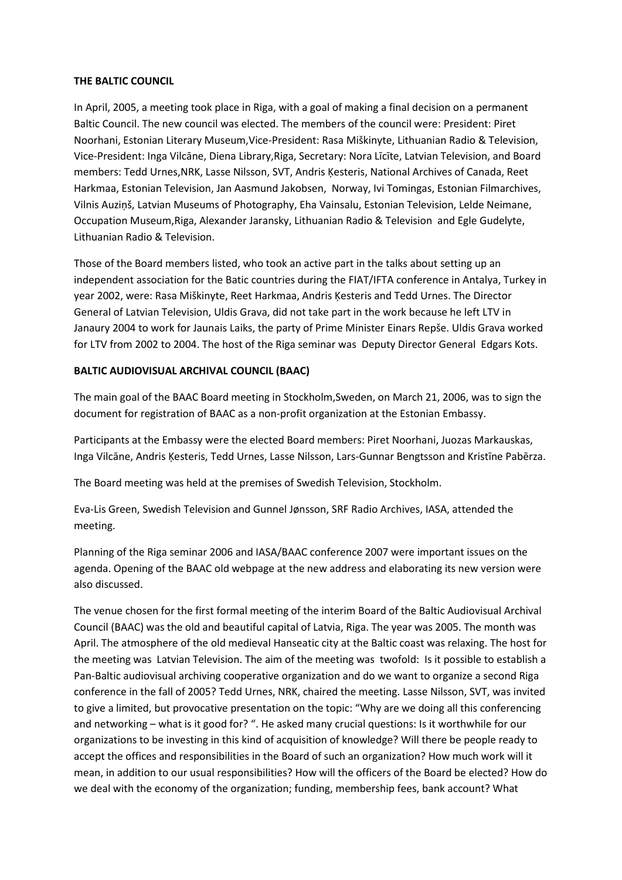**THE BALTIC COUNCIL**

In April, 2005, a meeting took place in Riga, with a goal of making a final decision on a permanent Baltic Council. The new council was elected. The members of the council were: President: Piret Noorhani, Estonian Literary Museum,Vice-President: Rasa Miškinyte, Lithuanian Radio & Television, Vice-President: Inga Vilcāne, Diena Library,Riga, Secretary: Nora Līcīte, Latvian Television, and Board members: Tedd Urnes,NRK, Lasse Nilsson, SVT, Andris Ķesteris, National Archives of Canada, Reet Harkmaa, Estonian Television, Jan Aasmund Jakobsen, Norway, Ivi Tomingas, Estonian Filmarchives, Vilnis Auziņš, Latvian Museums of Photography, Eha Vainsalu, Estonian Television, Lelde Neimane, Occupation Museum,Riga, Alexander Jaransky, Lithuanian Radio & Television and Egle Gudelyte, Lithuanian Radio & Television.

Those of the Board members listed, who took an active part in the talks about setting up an independent association for the Batic countries during the FIAT/IFTA conference in Antalya, Turkey in year 2002, were: Rasa Miškinyte, Reet Harkmaa, Andris Ķesteris and Tedd Urnes. The Director General of Latvian Television, Uldis Grava, did not take part in the work because he left LTV in Janaury 2004 to work for Jaunais Laiks, the party of Prime Minister Einars Repše. Uldis Grava worked for LTV from 2002 to 2004. The host of the Riga seminar was Deputy Director General Edgars Kots.

**BALTIC AUDIOVISUAL ARCHIVAL COUNCIL (BAAC)**

The main goal of the BAAC Board meeting in Stockholm,Sweden, on March 21, 2006, was to sign the document for registration of BAAC as a non-profit organization at the Estonian Embassy.

Participants at the Embassy were the elected Board members: Piret Noorhani, Juozas Markauskas, Inga Vilcāne, Andris Ķesteris, Tedd Urnes, Lasse Nilsson, Lars-Gunnar Bengtsson and Kristīne Pabērza.

The Board meeting was held at the premises of Swedish Television, Stockholm.

Eva-Lis Green, Swedish Television and Gunnel Jønsson, SRF Radio Archives, IASA, attended the meeting.

Planning of the Riga seminar 2006 and IASA/BAAC conference 2007 were important issues on the agenda. Opening of the BAAC old webpage at the new address and elaborating its new version were also discussed.

The venue chosen for the first formal meeting of the interim Board of the Baltic Audiovisual Archival Council (BAAC) was the old and beautiful capital of Latvia, Riga. The year was 2005. The month was April. The atmosphere of the old medieval Hanseatic city at the Baltic coast was relaxing. The host for the meeting was Latvian Television. The aim of the meeting was twofold: Is it possible to establish a Pan-Baltic audiovisual archiving cooperative organization and do we want to organize a second Riga conference in the fall of 2005? Tedd Urnes, NRK, chaired the meeting. Lasse Nilsson, SVT, was invited to give a limited, but provocative presentation on the topic: "Why are we doing all this conferencing and networking – what is it good for? ". He asked many crucial questions: Is it worthwhile for our organizations to be investing in this kind of acquisition of knowledge? Will there be people ready to accept the offices and responsibilities in the Board of such an organization? How much work will it mean, in addition to our usual responsibilities? How will the officers of the Board be elected? How do we deal with the economy of the organization; funding, membership fees, bank account? What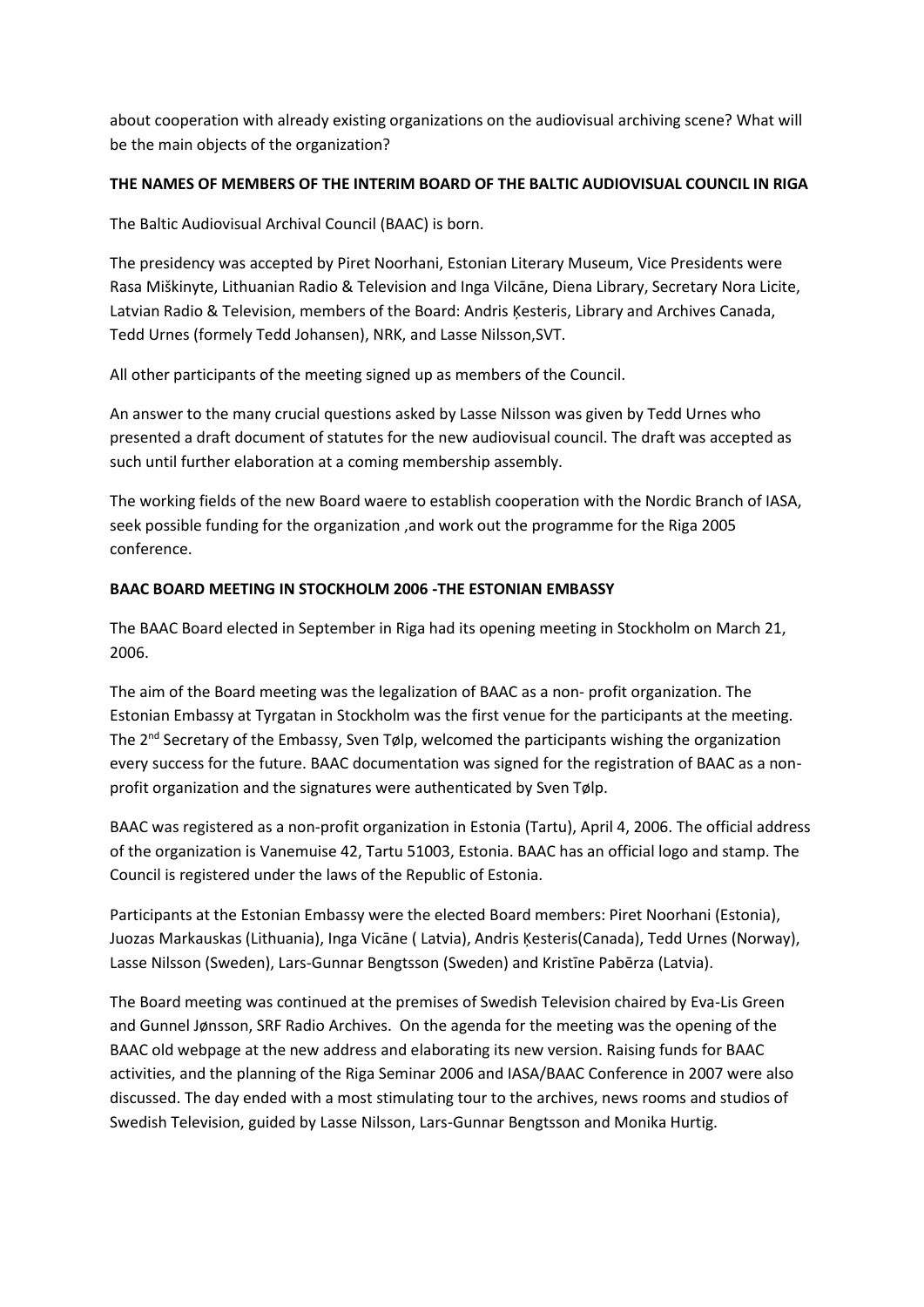about cooperation with already existing organizations on the audiovisual archiving scene? What will be the main objects of the organization?

**THE NAMES OF MEMBERS OF THE INTERIM BOARD OF THE BALTIC AUDIOVISUAL COUNCIL IN RIGA**

The Baltic Audiovisual Archival Council (BAAC) is born.

The presidency was accepted by Piret Noorhani, Estonian Literary Museum, Vice Presidents were Rasa Miškinyte, Lithuanian Radio & Television and Inga Vilcāne, Diena Library, Secretary Nora Licite, Latvian Radio & Television, members of the Board: Andris Ķesteris, Library and Archives Canada, Tedd Urnes (formely Tedd Johansen), NRK, and Lasse Nilsson,SVT.

All other participants of the meeting signed up as members of the Council.

An answer to the many crucial questions asked by Lasse Nilsson was given by Tedd Urnes who presented a draft document of statutes for the new audiovisual council. The draft was accepted as such until further elaboration at a coming membership assembly.

The working fields of the new Board waere to establish cooperation with the Nordic Branch of IASA, seek possible funding for the organization ,and work out the programme for the Riga 2005 conference.

**BAAC BOARD MEETING IN STOCKHOLM 2006 -THE ESTONIAN EMBASSY**

The BAAC Board elected in September in Riga had its opening meeting in Stockholm on March 21, 2006.

The aim of the Board meeting was the legalization of BAAC as a non- profit organization. The Estonian Embassy at Tyrgatan in Stockholm was the first venue for the participants at the meeting. The 2nd Secretary of the Embassy, Sven Tølp, welcomed the participants wishing the organization every success for the future. BAAC documentation was signed for the registration of BAAC as a non-profit organization and the signatures were authenticated by Sven Tølp.

BAAC was registered as a non-profit organization in Estonia (Tartu), April 4, 2006. The official address of the organization is Vanemuise 42, Tartu 51003, Estonia. BAAC has an official logo and stamp. The Council is registered under the laws of the Republic of Estonia.

Participants at the Estonian Embassy were the elected Board members: Piret Noorhani (Estonia), Juozas Markauskas (Lithuania), Inga Vicāne ( Latvia), Andris Ķesteris(Canada), Tedd Urnes (Norway), Lasse Nilsson (Sweden), Lars-Gunnar Bengtsson (Sweden) and Kristīne Pabērza (Latvia).

The Board meeting was continued at the premises of Swedish Television chaired by Eva-Lis Green and Gunnel Jønsson, SRF Radio Archives. On the agenda for the meeting was the opening of the BAAC old webpage at the new address and elaborating its new version. Raising funds for BAAC activities, and the planning of the Riga Seminar 2006 and IASA/BAAC Conference in 2007 were also discussed. The day ended with a most stimulating tour to the archives, news rooms and studios of Swedish Television, guided by Lasse Nilsson, Lars-Gunnar Bengtsson and Monika Hurtig.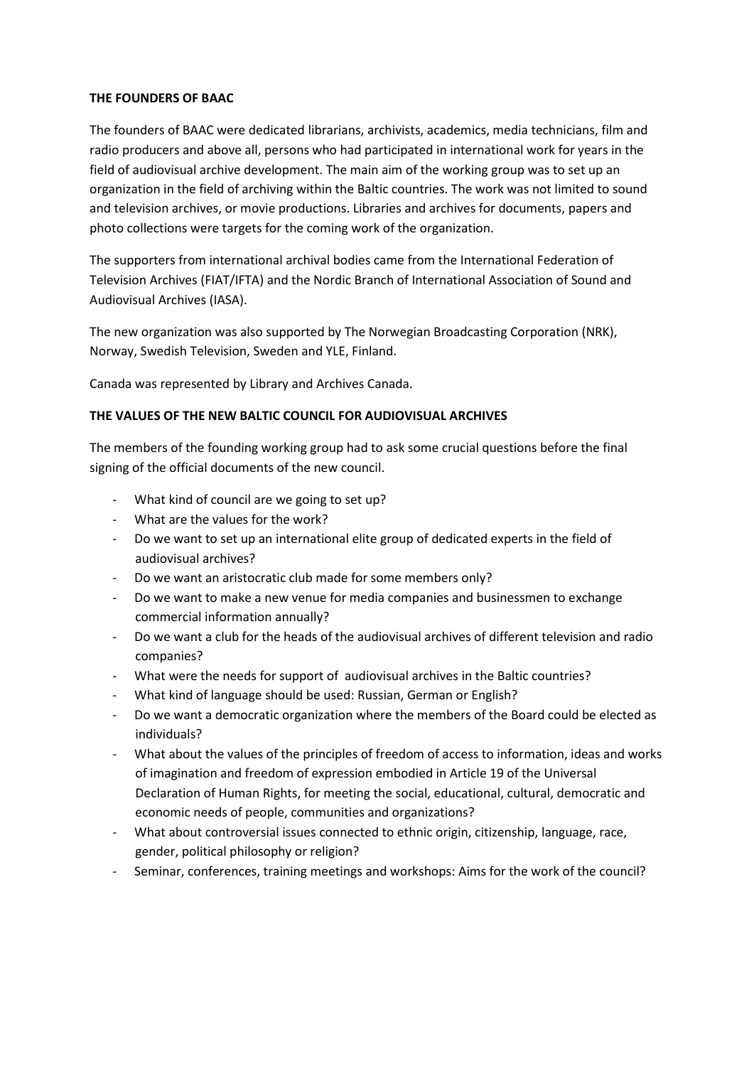**THE FOUNDERS OF BAAC**

The founders of BAAC were dedicated librarians, archivists, academics, media technicians, film and radio producers and above all, persons who had participated in international work for years in the field of audiovisual archive development. The main aim of the working group was to set up an organization in the field of archiving within the Baltic countries. The work was not limited to sound and television archives, or movie productions. Libraries and archives for documents, papers and photo collections were targets for the coming work of the organization.

The supporters from international archival bodies came from the International Federation of Television Archives (FIAT/IFTA) and the Nordic Branch of International Association of Sound and Audiovisual Archives (IASA).

The new organization was also supported by The Norwegian Broadcasting Corporation (NRK), Norway, Swedish Television, Sweden and YLE, Finland.

Canada was represented by Library and Archives Canada.

**THE VALUES OF THE NEW BALTIC COUNCIL FOR AUDIOVISUAL ARCHIVES**

The members of the founding working group had to ask some crucial questions before the final signing of the official documents of the new council.

- What kind of council are we going to set up?
- What are the values for the work?
- Do we want to set up an international elite group of dedicated experts in the field of audiovisual archives?
- Do we want an aristocratic club made for some members only?
- Do we want to make a new venue for media companies and businessmen to exchange commercial information annually?
- Do we want a club for the heads of the audiovisual archives of different television and radio companies?
- What were the needs for support of audiovisual archives in the Baltic countries?
- What kind of language should be used: Russian, German or English?
- Do we want a democratic organization where the members of the Board could be elected as individuals?
- What about the values of the principles of freedom of access to information, ideas and works of imagination and freedom of expression embodied in Article 19 of the Universal Declaration of Human Rights, for meeting the social, educational, cultural, democratic and economic needs of people, communities and organizations?
- What about controversial issues connected to ethnic origin, citizenship, language, race, gender, political philosophy or religion?
- Seminar, conferences, training meetings and workshops: Aims for the work of the council?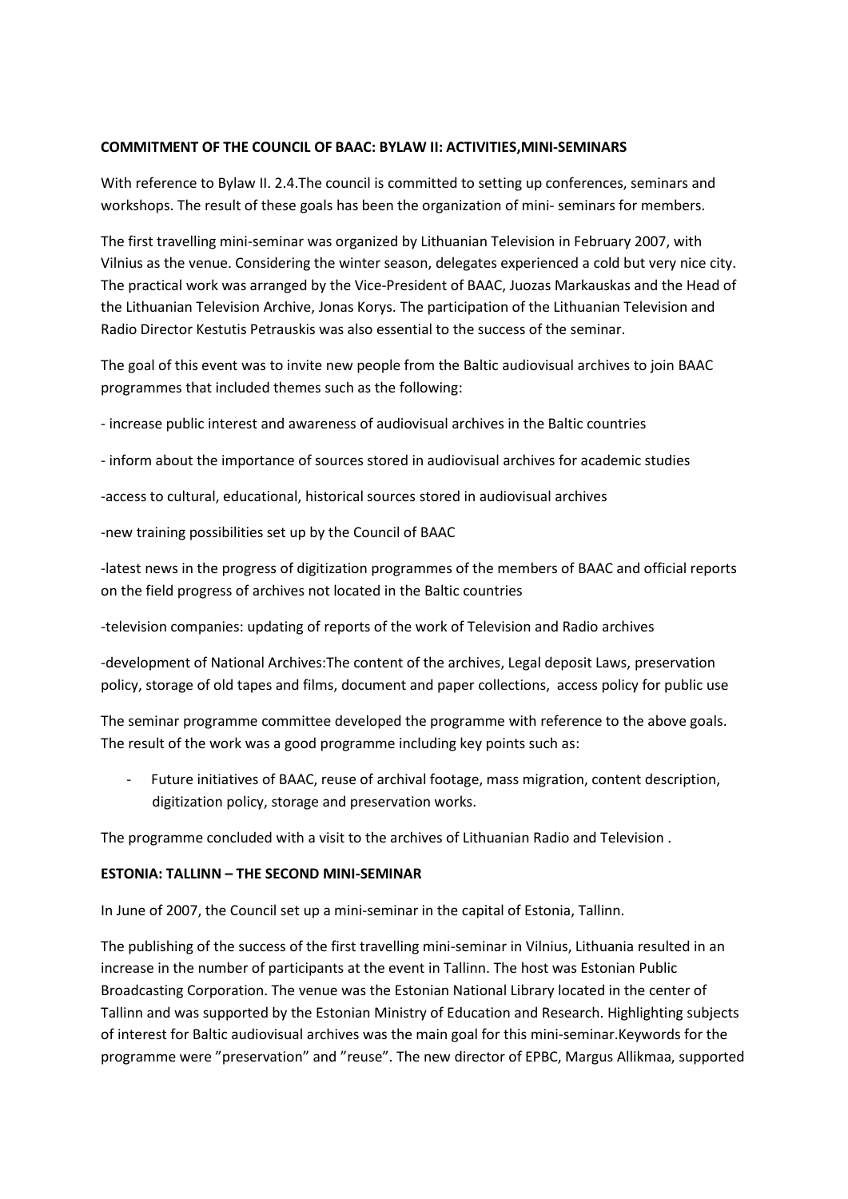**COMMITMENT OF THE COUNCIL OF BAAC: BYLAW II: ACTIVITIES,MINI-SEMINARS**

With reference to Bylaw II. 2.4.The council is committed to setting up conferences, seminars and workshops. The result of these goals has been the organization of mini- seminars for members.

The first travelling mini-seminar was organized by Lithuanian Television in February 2007, with Vilnius as the venue. Considering the winter season, delegates experienced a cold but very nice city. The practical work was arranged by the Vice-President of BAAC, Juozas Markauskas and the Head of the Lithuanian Television Archive, Jonas Korys. The participation of the Lithuanian Television and Radio Director Kestutis Petrauskis was also essential to the success of the seminar.

The goal of this event was to invite new people from the Baltic audiovisual archives to join BAAC programmes that included themes such as the following:

- increase public interest and awareness of audiovisual archives in the Baltic countries

- inform about the importance of sources stored in audiovisual archives for academic studies

-access to cultural, educational, historical sources stored in audiovisual archives

-new training possibilities set up by the Council of BAAC

-latest news in the progress of digitization programmes of the members of BAAC and official reports on the field progress of archives not located in the Baltic countries

-television companies: updating of reports of the work of Television and Radio archives

-development of National Archives:The content of the archives, Legal deposit Laws, preservation policy, storage of old tapes and films, document and paper collections, access policy for public use

The seminar programme committee developed the programme with reference to the above goals. The result of the work was a good programme including key points such as:

- Future initiatives of BAAC, reuse of archival footage, mass migration, content description, digitization policy, storage and preservation works.

The programme concluded with a visit to the archives of Lithuanian Radio and Television .

**ESTONIA: TALLINN – THE SECOND MINI-SEMINAR**

In June of 2007, the Council set up a mini-seminar in the capital of Estonia, Tallinn.

The publishing of the success of the first travelling mini-seminar in Vilnius, Lithuania resulted in an increase in the number of participants at the event in Tallinn. The host was Estonian Public Broadcasting Corporation. The venue was the Estonian National Library located in the center of Tallinn and was supported by the Estonian Ministry of Education and Research. Highlighting subjects of interest for Baltic audiovisual archives was the main goal for this mini-seminar.Keywords for the programme were ”preservation” and ”reuse”. The new director of EPBC, Margus Allikmaa, supported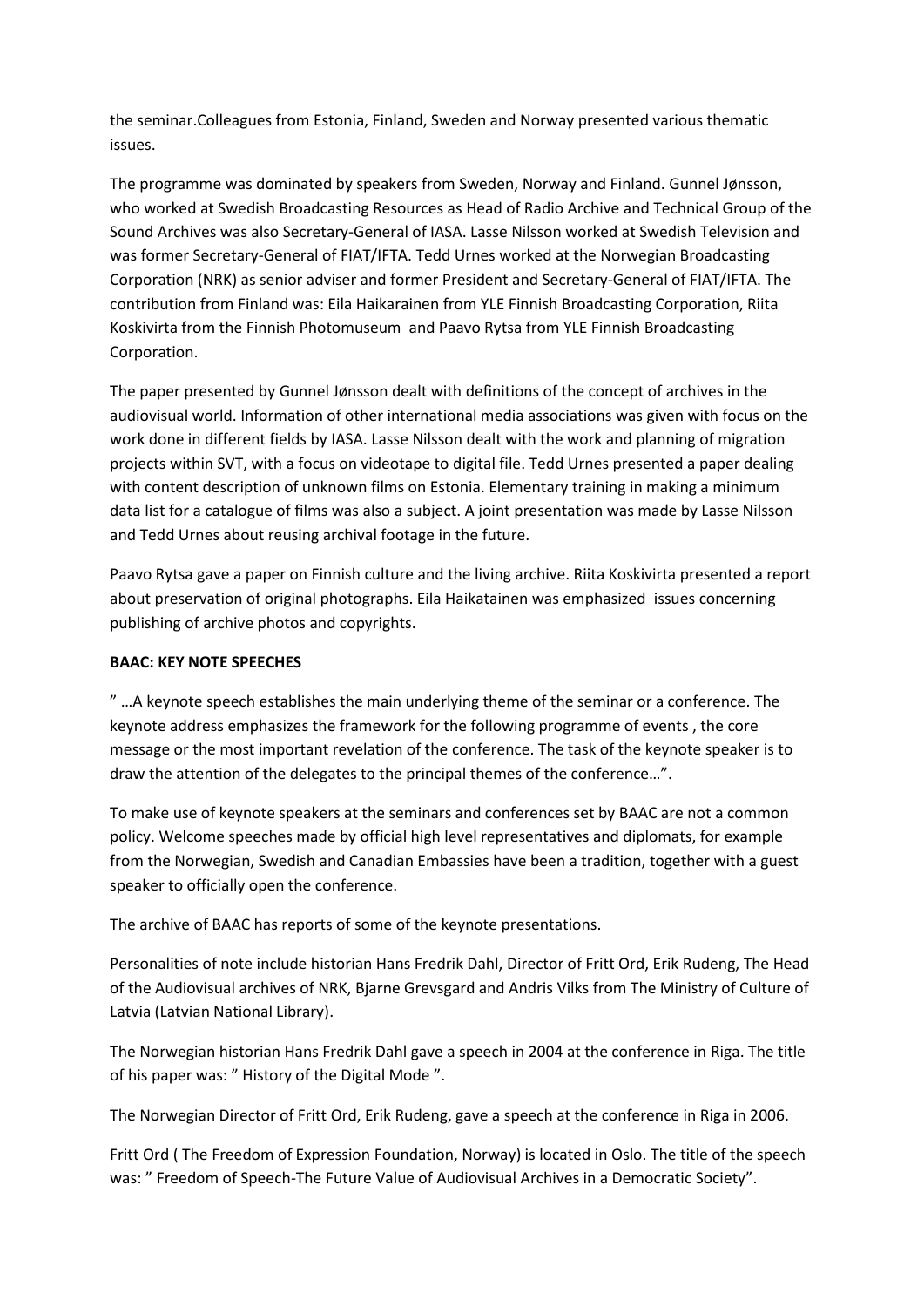the seminar.Colleagues from Estonia, Finland, Sweden and Norway presented various thematic issues.

The programme was dominated by speakers from Sweden, Norway and Finland. Gunnel Jønsson, who worked at Swedish Broadcasting Resources as Head of Radio Archive and Technical Group of the Sound Archives was also Secretary-General of IASA. Lasse Nilsson worked at Swedish Television and was former Secretary-General of FIAT/IFTA. Tedd Urnes worked at the Norwegian Broadcasting Corporation (NRK) as senior adviser and former President and Secretary-General of FIAT/IFTA. The contribution from Finland was: Eila Haikarainen from YLE Finnish Broadcasting Corporation, Riita Koskivirta from the Finnish Photomuseum  and Paavo Rytsa from YLE Finnish Broadcasting Corporation.

The paper presented by Gunnel Jønsson dealt with definitions of the concept of archives in the audiovisual world. Information of other international media associations was given with focus on the work done in different fields by IASA. Lasse Nilsson dealt with the work and planning of migration projects within SVT, with a focus on videotape to digital file. Tedd Urnes presented a paper dealing with content description of unknown films on Estonia. Elementary training in making a minimum data list for a catalogue of films was also a subject. A joint presentation was made by Lasse Nilsson and Tedd Urnes about reusing archival footage in the future.

Paavo Rytsa gave a paper on Finnish culture and the living archive. Riita Koskivirta presented a report about preservation of original photographs. Eila Haikatainen was emphasized  issues concerning publishing of archive photos and copyrights.

**BAAC: KEY NOTE SPEECHES**

" …A keynote speech establishes the main underlying theme of the seminar or a conference. The keynote address emphasizes the framework for the following programme of events , the core message or the most important revelation of the conference. The task of the keynote speaker is to draw the attention of the delegates to the principal themes of the conference…".

To make use of keynote speakers at the seminars and conferences set by BAAC are not a common policy. Welcome speeches made by official high level representatives and diplomats, for example from the Norwegian, Swedish and Canadian Embassies have been a tradition, together with a guest speaker to officially open the conference.

The archive of BAAC has reports of some of the keynote presentations.

Personalities of note include historian Hans Fredrik Dahl, Director of Fritt Ord, Erik Rudeng, The Head of the Audiovisual archives of NRK, Bjarne Grevsgard and Andris Vilks from The Ministry of Culture of Latvia (Latvian National Library).

The Norwegian historian Hans Fredrik Dahl gave a speech in 2004 at the conference in Riga. The title of his paper was: " History of the Digital Mode ".

The Norwegian Director of Fritt Ord, Erik Rudeng, gave a speech at the conference in Riga in 2006.

Fritt Ord ( The Freedom of Expression Foundation, Norway) is located in Oslo. The title of the speech was: " Freedom of Speech-The Future Value of Audiovisual Archives in a Democratic Society".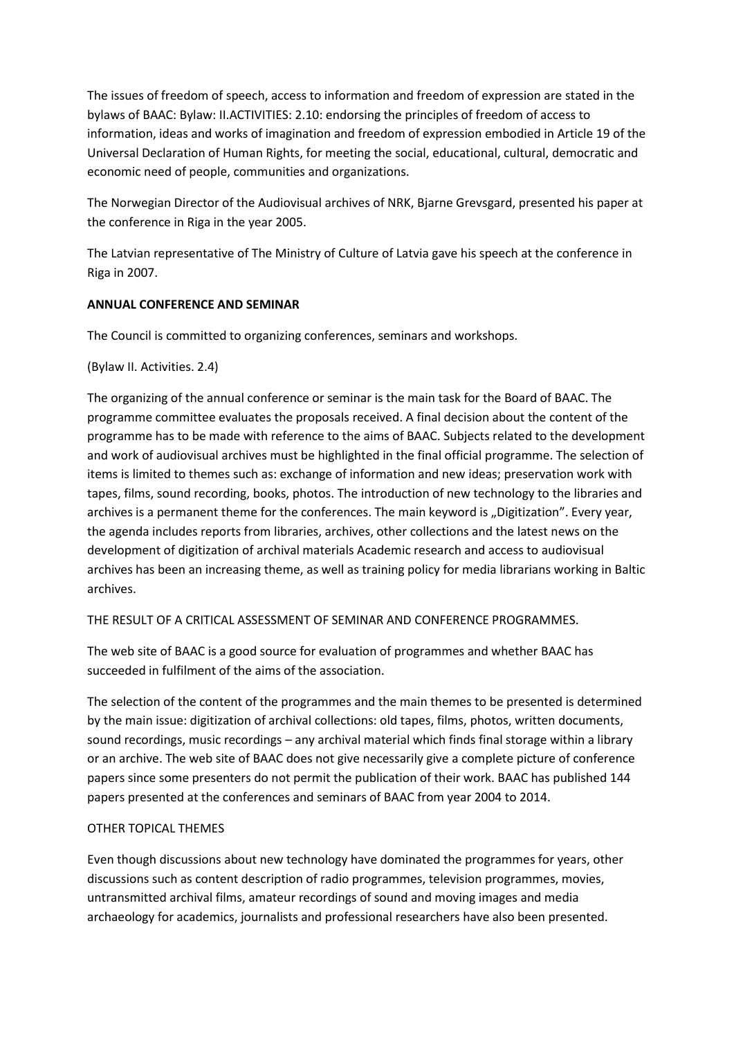The issues of freedom of speech, access to information and freedom of expression are stated in the bylaws of BAAC: Bylaw: II.ACTIVITIES: 2.10: endorsing the principles of freedom of access to information, ideas and works of imagination and freedom of expression embodied in Article 19 of the Universal Declaration of Human Rights, for meeting the social, educational, cultural, democratic and economic need of people, communities and organizations.

The Norwegian Director of the Audiovisual archives of NRK, Bjarne Grevsgard, presented his paper at the conference in Riga in the year 2005.

The Latvian representative of The Ministry of Culture of Latvia gave his speech at the conference in Riga in 2007.

**ANNUAL CONFERENCE AND SEMINAR**

The Council is committed to organizing conferences, seminars and workshops.

(Bylaw II. Activities. 2.4)

The organizing of the annual conference or seminar is the main task for the Board of BAAC. The programme committee evaluates the proposals received. A final decision about the content of the programme has to be made with reference to the aims of BAAC. Subjects related to the development and work of audiovisual archives must be highlighted in the final official programme. The selection of items is limited to themes such as: exchange of information and new ideas; preservation work with tapes, films, sound recording, books, photos. The introduction of new technology to the libraries and archives is a permanent theme for the conferences. The main keyword is „Digitization". Every year, the agenda includes reports from libraries, archives, other collections and the latest news on the development of digitization of archival materials Academic research and access to audiovisual archives has been an increasing theme, as well as training policy for media librarians working in Baltic archives.

THE RESULT OF A CRITICAL ASSESSMENT OF SEMINAR AND CONFERENCE PROGRAMMES.

The web site of BAAC is a good source for evaluation of programmes and whether BAAC has succeeded in fulfilment of the aims of the association.

The selection of the content of the programmes and the main themes to be presented is determined by the main issue: digitization of archival collections: old tapes, films, photos, written documents, sound recordings, music recordings – any archival material which finds final storage within a library or an archive. The web site of BAAC does not give necessarily give a complete picture of conference papers since some presenters do not permit the publication of their work. BAAC has published 144 papers presented at the conferences and seminars of BAAC from year 2004 to 2014.

OTHER TOPICAL THEMES

Even though discussions about new technology have dominated the programmes for years, other discussions such as content description of radio programmes, television programmes, movies, untransmitted archival films, amateur recordings of sound and moving images and media archaeology for academics, journalists and professional researchers have also been presented.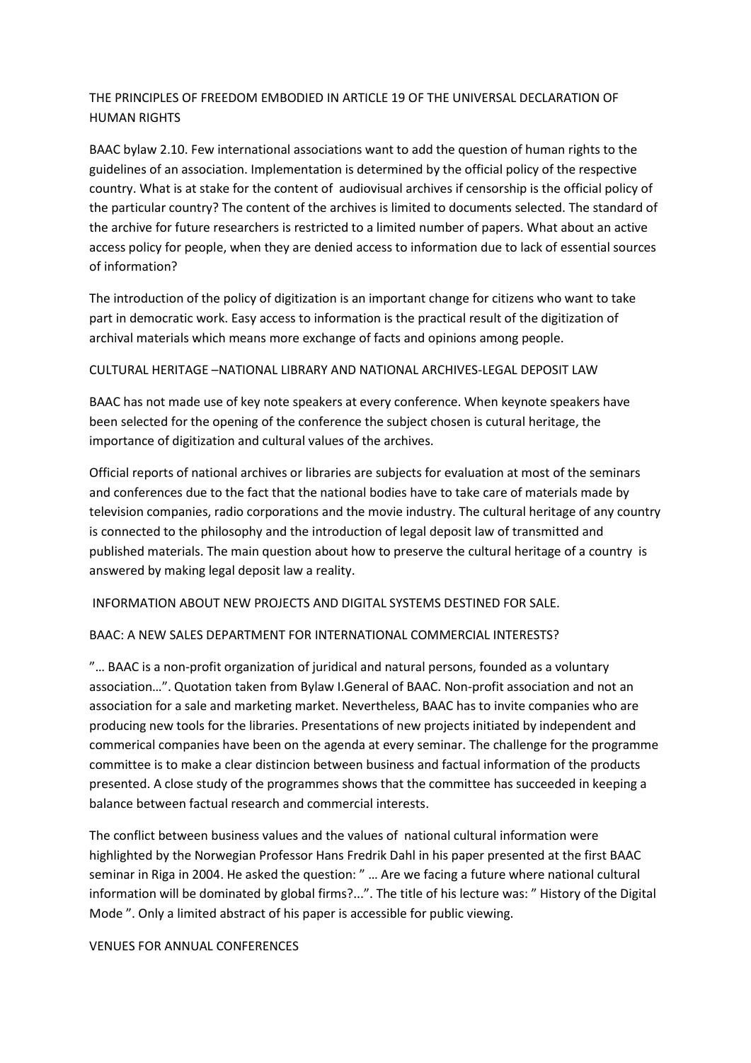## THE PRINCIPLES OF FREEDOM EMBODIED IN ARTICLE 19 OF THE UNIVERSAL DECLARATION OF HUMAN RIGHTS

BAAC bylaw 2.10. Few international associations want to add the question of human rights to the guidelines of an association. Implementation is determined by the official policy of the respective country. What is at stake for the content of audiovisual archives if censorship is the official policy of the particular country? The content of the archives is limited to documents selected. The standard of the archive for future researchers is restricted to a limited number of papers. What about an active access policy for people, when they are denied access to information due to lack of essential sources of information?

The introduction of the policy of digitization is an important change for citizens who want to take part in democratic work. Easy access to information is the practical result of the digitization of archival materials which means more exchange of facts and opinions among people.

## CULTURAL HERITAGE –NATIONAL LIBRARY AND NATIONAL ARCHIVES-LEGAL DEPOSIT LAW

BAAC has not made use of key note speakers at every conference. When keynote speakers have been selected for the opening of the conference the subject chosen is cutural heritage, the importance of digitization and cultural values of the archives.

Official reports of national archives or libraries are subjects for evaluation at most of the seminars and conferences due to the fact that the national bodies have to take care of materials made by television companies, radio corporations and the movie industry. The cultural heritage of any country is connected to the philosophy and the introduction of legal deposit law of transmitted and published materials. The main question about how to preserve the cultural heritage of a country is answered by making legal deposit law a reality.

## INFORMATION ABOUT NEW PROJECTS AND DIGITAL SYSTEMS DESTINED FOR SALE.

## BAAC: A NEW SALES DEPARTMENT FOR INTERNATIONAL COMMERCIAL INTERESTS?

"… BAAC is a non-profit organization of juridical and natural persons, founded as a voluntary association…". Quotation taken from Bylaw I.General of BAAC. Non-profit association and not an association for a sale and marketing market. Nevertheless, BAAC has to invite companies who are producing new tools for the libraries. Presentations of new projects initiated by independent and commerical companies have been on the agenda at every seminar. The challenge for the programme committee is to make a clear distincion between business and factual information of the products presented. A close study of the programmes shows that the committee has succeeded in keeping a balance between factual research and commercial interests.

The conflict between business values and the values of national cultural information were highlighted by the Norwegian Professor Hans Fredrik Dahl in his paper presented at the first BAAC seminar in Riga in 2004. He asked the question: " … Are we facing a future where national cultural information will be dominated by global firms?...". The title of his lecture was: " History of the Digital Mode ". Only a limited abstract of his paper is accessible for public viewing.

## VENUES FOR ANNUAL CONFERENCES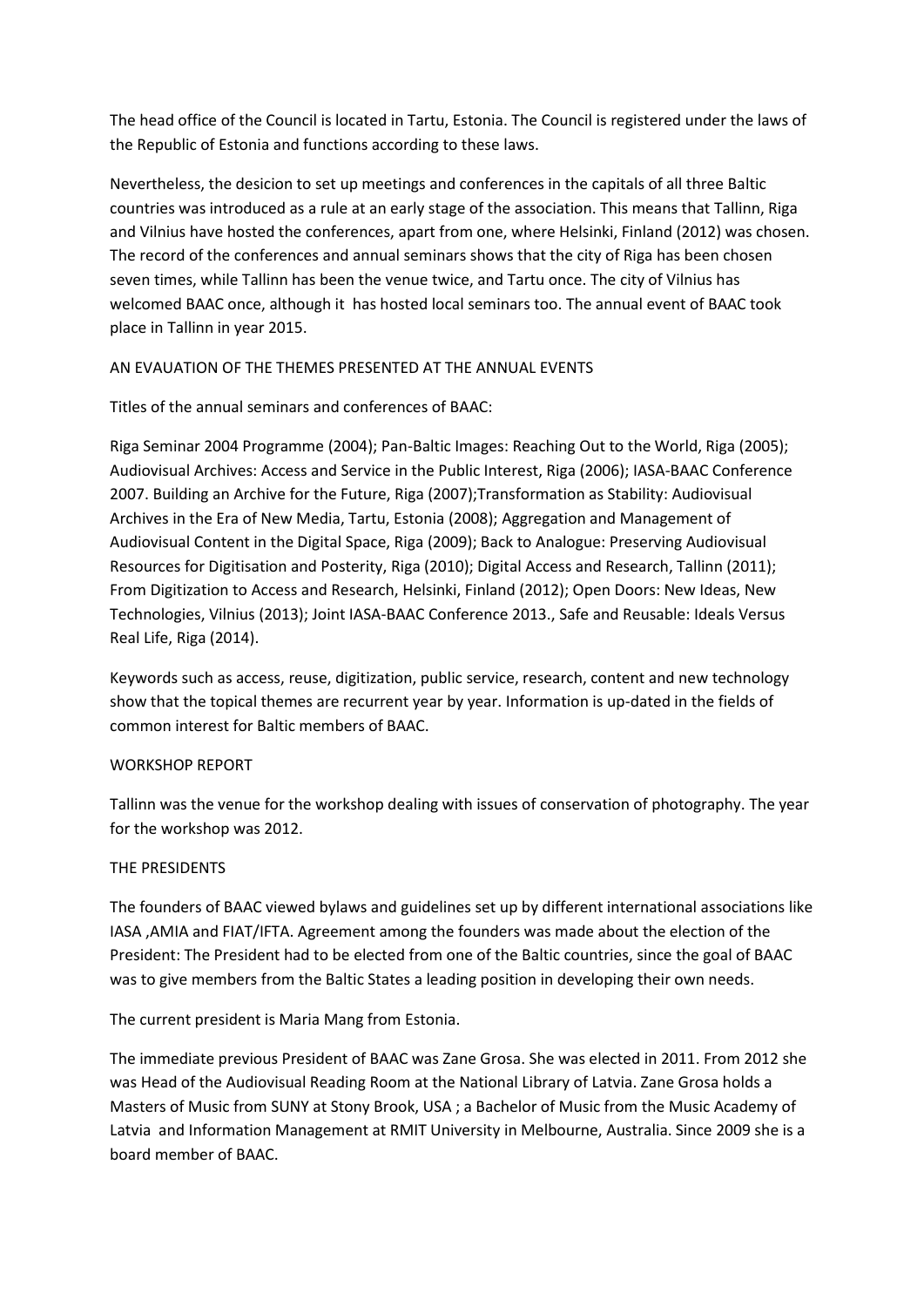The head office of the Council is located in Tartu, Estonia. The Council is registered under the laws of the Republic of Estonia and functions according to these laws.

Nevertheless, the desicion to set up meetings and conferences in the capitals of all three Baltic countries was introduced as a rule at an early stage of the association. This means that Tallinn, Riga and Vilnius have hosted the conferences, apart from one, where Helsinki, Finland (2012) was chosen. The record of the conferences and annual seminars shows that the city of Riga has been chosen seven times, while Tallinn has been the venue twice, and Tartu once. The city of Vilnius has welcomed BAAC once, although it has hosted local seminars too. The annual event of BAAC took place in Tallinn in year 2015.

## AN EVAUATION OF THE THEMES PRESENTED AT THE ANNUAL EVENTS

Titles of the annual seminars and conferences of BAAC:

Riga Seminar 2004 Programme (2004); Pan-Baltic Images: Reaching Out to the World, Riga (2005); Audiovisual Archives: Access and Service in the Public Interest, Riga (2006); IASA-BAAC Conference 2007. Building an Archive for the Future, Riga (2007);Transformation as Stability: Audiovisual Archives in the Era of New Media, Tartu, Estonia (2008); Aggregation and Management of Audiovisual Content in the Digital Space, Riga (2009); Back to Analogue: Preserving Audiovisual Resources for Digitisation and Posterity, Riga (2010); Digital Access and Research, Tallinn (2011); From Digitization to Access and Research, Helsinki, Finland (2012); Open Doors: New Ideas, New Technologies, Vilnius (2013); Joint IASA-BAAC Conference 2013., Safe and Reusable: Ideals Versus Real Life, Riga (2014).

Keywords such as access, reuse, digitization, public service, research, content and new technology show that the topical themes are recurrent year by year. Information is up-dated in the fields of common interest for Baltic members of BAAC.

## WORKSHOP REPORT

Tallinn was the venue for the workshop dealing with issues of conservation of photography. The year for the workshop was 2012.

## THE PRESIDENTS

The founders of BAAC viewed bylaws and guidelines set up by different international associations like IASA ,AMIA and FIAT/IFTA. Agreement among the founders was made about the election of the President: The President had to be elected from one of the Baltic countries, since the goal of BAAC was to give members from the Baltic States a leading position in developing their own needs.

The current president is Maria Mang from Estonia.

The immediate previous President of BAAC was Zane Grosa. She was elected in 2011. From 2012 she was Head of the Audiovisual Reading Room at the National Library of Latvia. Zane Grosa holds a Masters of Music from SUNY at Stony Brook, USA ; a Bachelor of Music from the Music Academy of Latvia and Information Management at RMIT University in Melbourne, Australia. Since 2009 she is a board member of BAAC.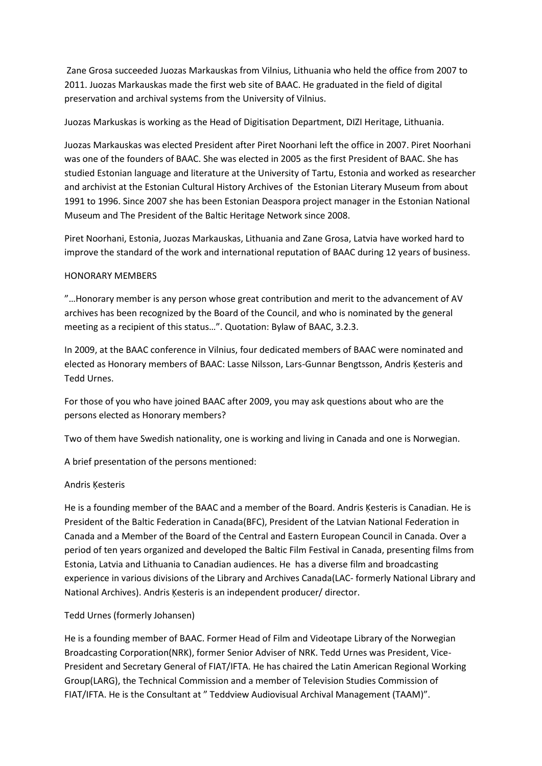Zane Grosa succeeded Juozas Markauskas from Vilnius, Lithuania who held the office from 2007 to 2011. Juozas Markauskas made the first web site of BAAC. He graduated in the field of digital preservation and archival systems from the University of Vilnius.

Juozas Markuskas is working as the Head of Digitisation Department, DIZI Heritage, Lithuania.

Juozas Markauskas was elected President after Piret Noorhani left the office in 2007. Piret Noorhani was one of the founders of BAAC. She was elected in 2005 as the first President of BAAC. She has studied Estonian language and literature at the University of Tartu, Estonia and worked as researcher and archivist at the Estonian Cultural History Archives of the Estonian Literary Museum from about 1991 to 1996. Since 2007 she has been Estonian Deaspora project manager in the Estonian National Museum and The President of the Baltic Heritage Network since 2008.

Piret Noorhani, Estonia, Juozas Markauskas, Lithuania and Zane Grosa, Latvia have worked hard to improve the standard of the work and international reputation of BAAC during 12 years of business.

## HONORARY MEMBERS

"…Honorary member is any person whose great contribution and merit to the advancement of AV archives has been recognized by the Board of the Council, and who is nominated by the general meeting as a recipient of this status…". Quotation: Bylaw of BAAC, 3.2.3.

In 2009, at the BAAC conference in Vilnius, four dedicated members of BAAC were nominated and elected as Honorary members of BAAC: Lasse Nilsson, Lars-Gunnar Bengtsson, Andris Ķesteris and Tedd Urnes.

For those of you who have joined BAAC after 2009, you may ask questions about who are the persons elected as Honorary members?

Two of them have Swedish nationality, one is working and living in Canada and one is Norwegian.

A brief presentation of the persons mentioned:

### Andris Ķesteris

He is a founding member of the BAAC and a member of the Board. Andris Ķesteris is Canadian. He is President of the Baltic Federation in Canada(BFC), President of the Latvian National Federation in Canada and a Member of the Board of the Central and Eastern European Council in Canada. Over a period of ten years organized and developed the Baltic Film Festival in Canada, presenting films from Estonia, Latvia and Lithuania to Canadian audiences. He has a diverse film and broadcasting experience in various divisions of the Library and Archives Canada(LAC- formerly National Library and National Archives). Andris Ķesteris is an independent producer/ director.

### Tedd Urnes (formerly Johansen)

He is a founding member of BAAC. Former Head of Film and Videotape Library of the Norwegian Broadcasting Corporation(NRK), former Senior Adviser of NRK. Tedd Urnes was President, Vice-President and Secretary General of FIAT/IFTA. He has chaired the Latin American Regional Working Group(LARG), the Technical Commission and a member of Television Studies Commission of FIAT/IFTA. He is the Consultant at " Teddview Audiovisual Archival Management (TAAM)".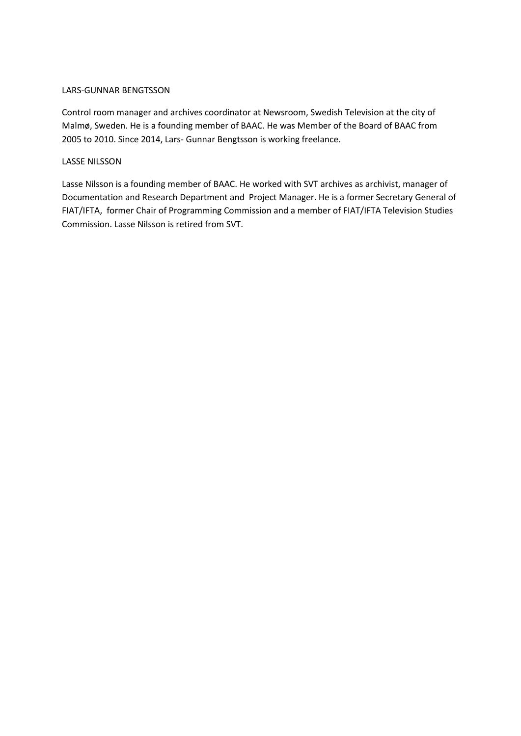LARS-GUNNAR BENGTSSON

Control room manager and archives coordinator at Newsroom, Swedish Television at the city of Malmø, Sweden. He is a founding member of BAAC. He was Member of the Board of BAAC from 2005 to 2010. Since 2014, Lars- Gunnar Bengtsson is working freelance.

LASSE NILSSON

Lasse Nilsson is a founding member of BAAC. He worked with SVT archives as archivist, manager of Documentation and Research Department and Project Manager. He is a former Secretary General of FIAT/IFTA, former Chair of Programming Commission and a member of FIAT/IFTA Television Studies Commission. Lasse Nilsson is retired from SVT.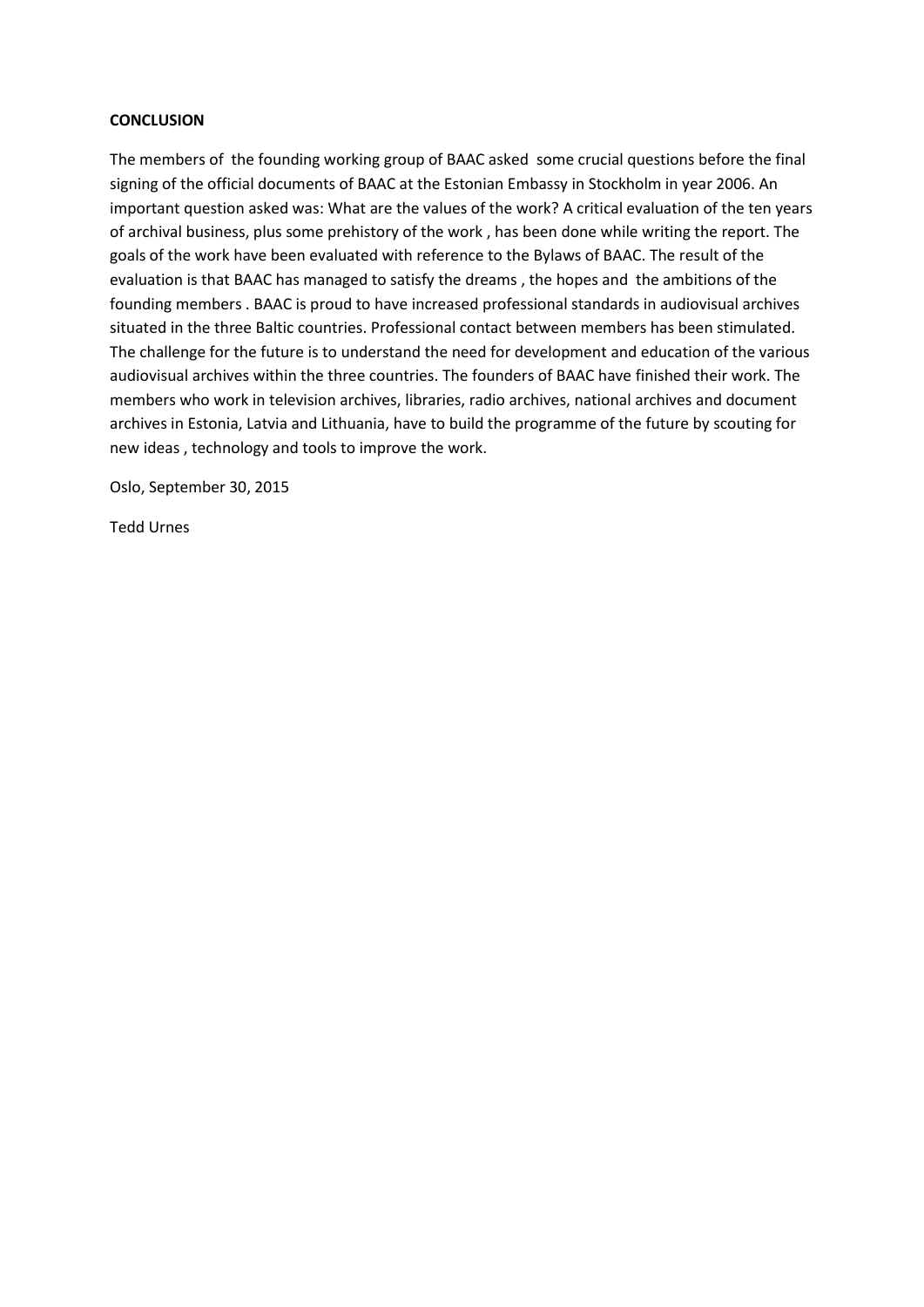**CONCLUSION**

The members of the founding working group of BAAC asked some crucial questions before the final signing of the official documents of BAAC at the Estonian Embassy in Stockholm in year 2006. An important question asked was: What are the values of the work? A critical evaluation of the ten years of archival business, plus some prehistory of the work , has been done while writing the report. The goals of the work have been evaluated with reference to the Bylaws of BAAC. The result of the evaluation is that BAAC has managed to satisfy the dreams , the hopes and the ambitions of the founding members . BAAC is proud to have increased professional standards in audiovisual archives situated in the three Baltic countries. Professional contact between members has been stimulated. The challenge for the future is to understand the need for development and education of the various audiovisual archives within the three countries. The founders of BAAC have finished their work. The members who work in television archives, libraries, radio archives, national archives and document archives in Estonia, Latvia and Lithuania, have to build the programme of the future by scouting for new ideas , technology and tools to improve the work.

Oslo, September 30, 2015

Tedd Urnes